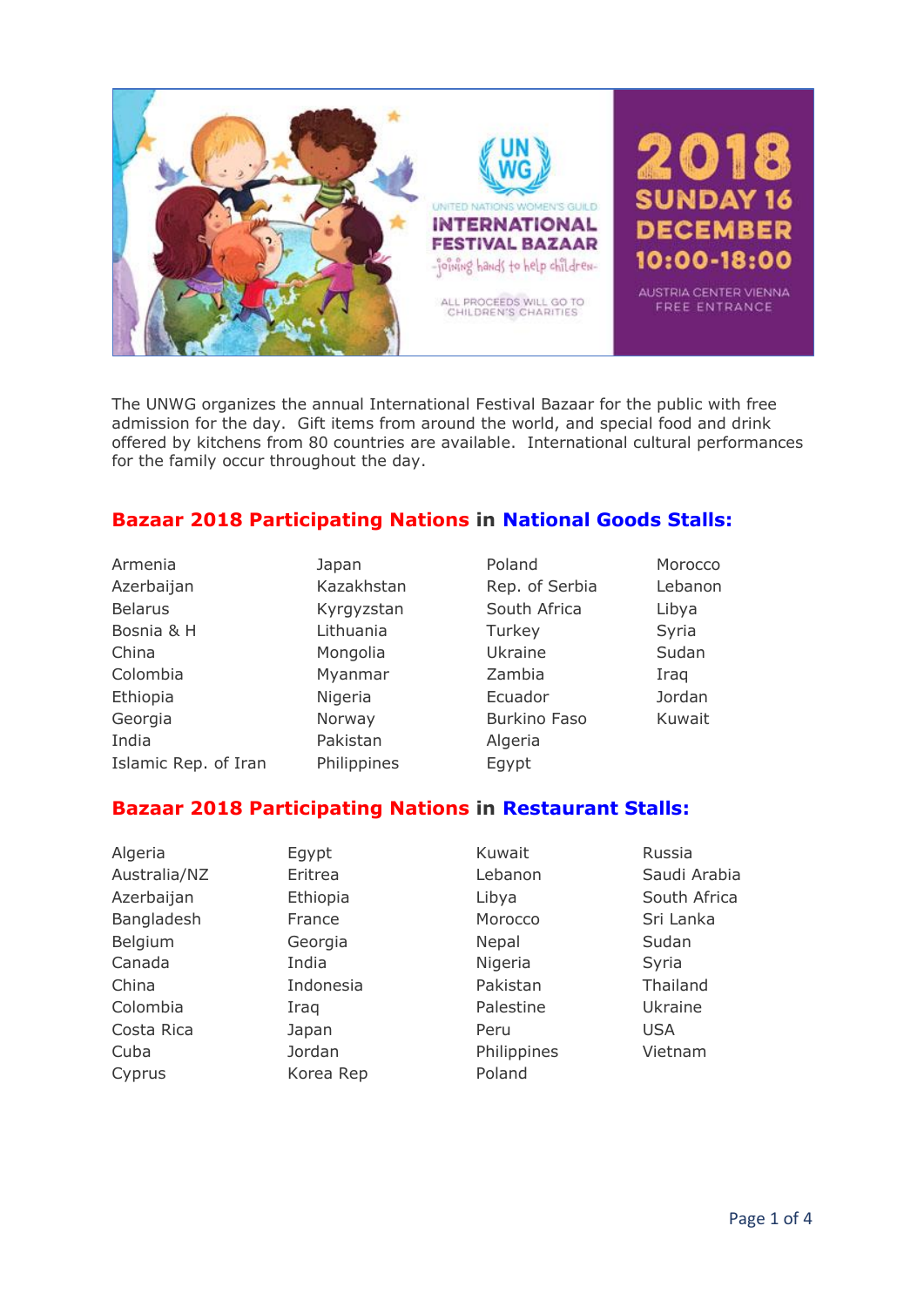UN WG

UNITED NATIONS WOMEN'S GUILD

INTERNATIONAL FESTIVAL BAZAAR

-joining hands to help children-

ALL PROCEEDS WILL GO TO CHILDREN'S CHARITIES

2018

SUNDAY 16 DECEMBER

10:00-18:00

AUSTRIA CENTER VIENNA

FREE ENTRANCE

The UNWG organizes the annual International Festival Bazaar for the public with free admission for the day. Gift items from around the world, and special food and drink offered by kitchens from 80 countries are available. International cultural performances for the family occur throughout the day.

## Bazaar 2018 Participating Nations in National Goods Stalls:

- Armenia
- Azerbaijan
- Belarus
- Bosnia & H
- China
- Colombia
- Ethiopia
- Georgia
- India
- Islamic Rep. of Iran
- Japan
- Kazakhstan
- Kyrgyzstan
- Lithuania
- Mongolia
- Myanmar
- Nigeria
- Norway
- Pakistan
- Philippines
- Poland
- Rep. of Serbia
- South Africa
- Turkey
- Ukraine
- Zambia
- Ecuador
- Burkino Faso
- Algeria
- Egypt
- Morocco
- Lebanon
- Libya
- Syria
- Sudan
- Iraq
- Jordan
- Kuwait

## Bazaar 2018 Participating Nations in Restaurant Stalls:

- Algeria
- Australia/NZ
- Azerbaijan
- Bangladesh
- Belgium
- Canada
- China
- Colombia
- Costa Rica
- Cuba
- Cyprus
- Egypt
- Eritrea
- Ethiopia
- France
- Georgia
- India
- Indonesia
- Iraq
- Japan
- Jordan
- Korea Rep
- Kuwait
- Lebanon
- Libya
- Morocco
- Nepal
- Nigeria
- Pakistan
- Palestine
- Peru
- Philippines
- Poland
- Russia
- Saudi Arabia
- South Africa
- Sri Lanka
- Sudan
- Syria
- Thailand
- Ukraine
- USA
- Vietnam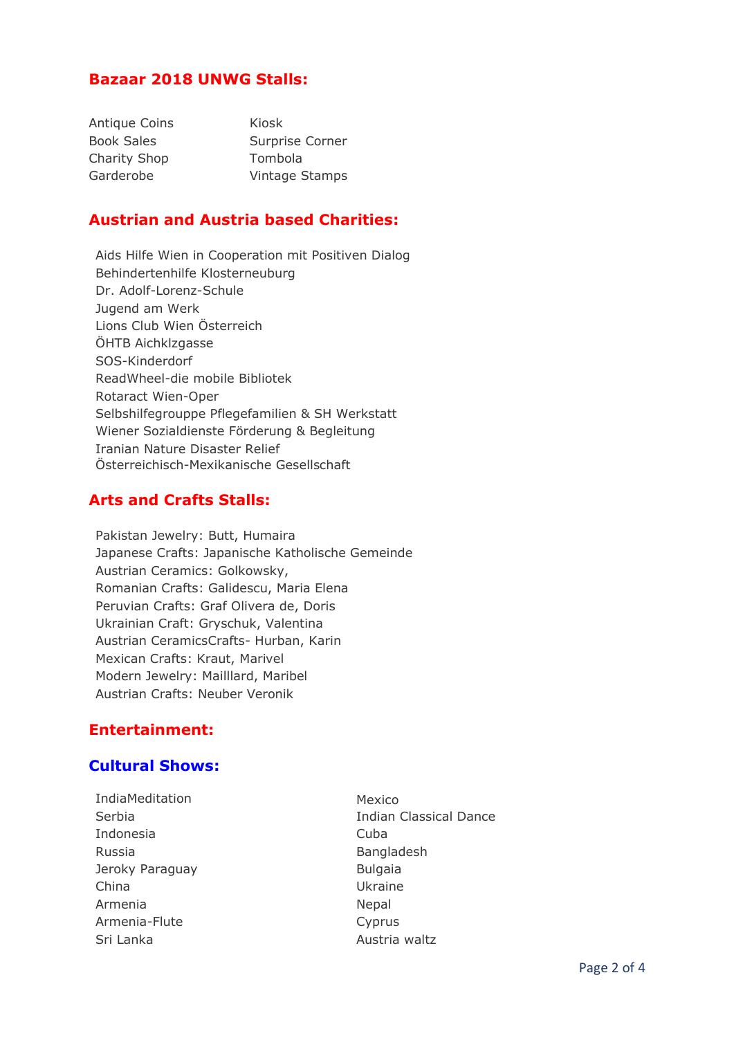## Bazaar 2018 UNWG Stalls:

Antique Coins
Book Sales
Charity Shop
Garderobe
Kiosk
Surprise Corner
Tombola
Vintage Stamps

## Austrian and Austria based Charities:

Aids Hilfe Wien in Cooperation mit Positiven Dialog
Behindertenhilfe Klosterneuburg
Dr. Adolf-Lorenz-Schule
Jugend am Werk
Lions Club Wien Österreich
ÖHTB Aichklzgasse
SOS-Kinderdorf
ReadWheel-die mobile Bibliotek
Rotaract Wien-Oper
Selbshilfegrouppe Pflegefamilien & SH Werkstatt
Wiener Sozialdienste Förderung & Begleitung
Iranian Nature Disaster Relief
Österreichisch-Mexikanische Gesellschaft

## Arts and Crafts Stalls:

Pakistan Jewelry: Butt, Humaira
Japanese Crafts: Japanische Katholische Gemeinde
Austrian Ceramics: Golkowsky,
Romanian Crafts: Galidescu, Maria Elena
Peruvian Crafts: Graf Olivera de, Doris
Ukrainian Craft: Gryschuk, Valentina
Austrian CeramicsCrafts- Hurban, Karin
Mexican Crafts: Kraut, Marivel
Modern Jewelry: Mailllard, Maribel
Austrian Crafts: Neuber Veronik

## Entertainment:

## Cultural Shows:

IndiaMeditation
Serbia
Indonesia
Russia
Jeroky Paraguay
China
Armenia
Armenia-Flute
Sri Lanka
Mexico
Indian Classical Dance
Cuba
Bangladesh
Bulgaia
Ukraine
Nepal
Cyprus
Austria waltz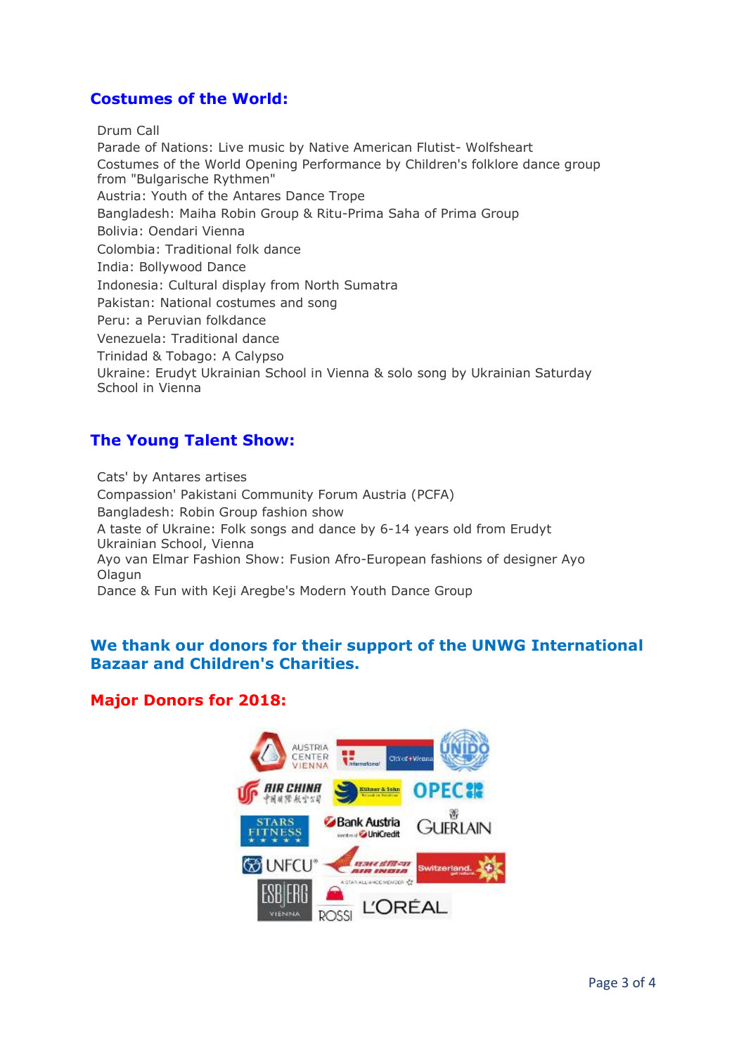## Costumes of the World:

Drum Call
Parade of Nations: Live music by Native American Flutist- Wolfsheart
Costumes of the World Opening Performance by Children's folklore dance group from "Bulgarische Rythmen"
Austria: Youth of the Antares Dance Trope
Bangladesh: Maiha Robin Group & Ritu-Prima Saha of Prima Group
Bolivia: Oendari Vienna
Colombia: Traditional folk dance
India: Bollywood Dance
Indonesia: Cultural display from North Sumatra
Pakistan: National costumes and song
Peru: a Peruvian folkdance
Venezuela: Traditional dance
Trinidad & Tobago: A Calypso
Ukraine: Erudyt Ukrainian School in Vienna & solo song by Ukrainian Saturday School in Vienna

## The Young Talent Show:

Cats' by Antares artises
Compassion' Pakistani Community Forum Austria (PCFA)
Bangladesh: Robin Group fashion show
A taste of Ukraine: Folk songs and dance by 6-14 years old from Erudyt Ukrainian School, Vienna
Ayo van Elmar Fashion Show: Fusion Afro-European fashions of designer Ayo Olagun
Dance & Fun with Keji Aregbe's Modern Youth Dance Group

## We thank our donors for their support of the UNWG International Bazaar and Children's Charities.

## Major Donors for 2018:

AUSTRIA CENTER VIENNA, City of Vienna International, UNIDO, AIR CHINA, Kühnaer & Sohn, OPEC, STARS FITNESS, Bank Austria UniCredit, GUERLAIN, UNFCU, AIR INDIA, Switzerland., ESBJERG VIENNA, ROSSI, L'ORÉAL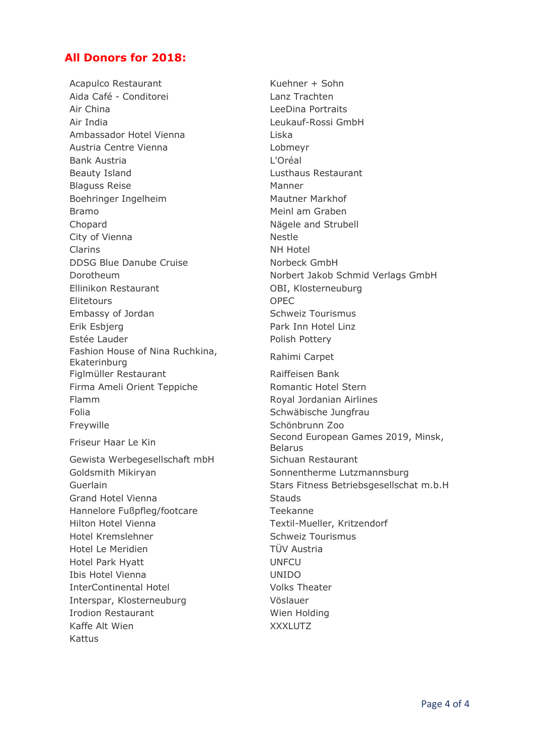## All Donors for 2018:

- Acapulco Restaurant
- Aida Café - Conditorei
- Air China
- Air India
- Ambassador Hotel Vienna
- Austria Centre Vienna
- Bank Austria
- Beauty Island
- Blaguss Reise
- Boehringer Ingelheim
- Bramo
- Chopard
- City of Vienna
- Clarins
- DDSG Blue Danube Cruise
- Dorotheum
- Ellinikon Restaurant
- Elitetours
- Embassy of Jordan
- Erik Esbjerg
- Estée Lauder
- Fashion House of Nina Ruchkina, Ekaterinburg
- Figlmüller Restaurant
- Firma Ameli Orient Teppiche
- Flamm
- Folia
- Freywille
- Friseur Haar Le Kin
- Gewista Werbegesellschaft mbH
- Goldsmith Mikiryan
- Guerlain
- Grand Hotel Vienna
- Hannelore Fußpfleg/footcare
- Hilton Hotel Vienna
- Hotel Kremslehner
- Hotel Le Meridien
- Hotel Park Hyatt
- Ibis Hotel Vienna
- InterContinental Hotel
- Interspar, Klosterneuburg
- Irodion Restaurant
- Kaffe Alt Wien
- Kattus
- Kuehner + Sohn
- Lanz Trachten
- LeeDina Portraits
- Leukauf-Rossi GmbH
- Liska
- Lobmeyr
- L'Oréal
- Lusthaus Restaurant
- Manner
- Mautner Markhof
- Meinl am Graben
- Nägele and Strubell
- Nestle
- NH Hotel
- Norbeck GmbH
- Norbert Jakob Schmid Verlags GmbH
- OBI, Klosterneuburg
- OPEC
- Schweiz Tourismus
- Park Inn Hotel Linz
- Polish Pottery
- Rahimi Carpet
- Raiffeisen Bank
- Romantic Hotel Stern
- Royal Jordanian Airlines
- Schwäbische Jungfrau
- Schönbrunn Zoo
- Second European Games 2019, Minsk, Belarus
- Sichuan Restaurant
- Sonnentherme Lutzmannsburg
- Stars Fitness Betriebsgesellschat m.b.H
- Stauds
- Teekanne
- Textil-Mueller, Kritzendorf
- Schweiz Tourismus
- TÜV Austria
- UNFCU
- UNIDO
- Volks Theater
- Vöslauer
- Wien Holding
- XXXLUTZ